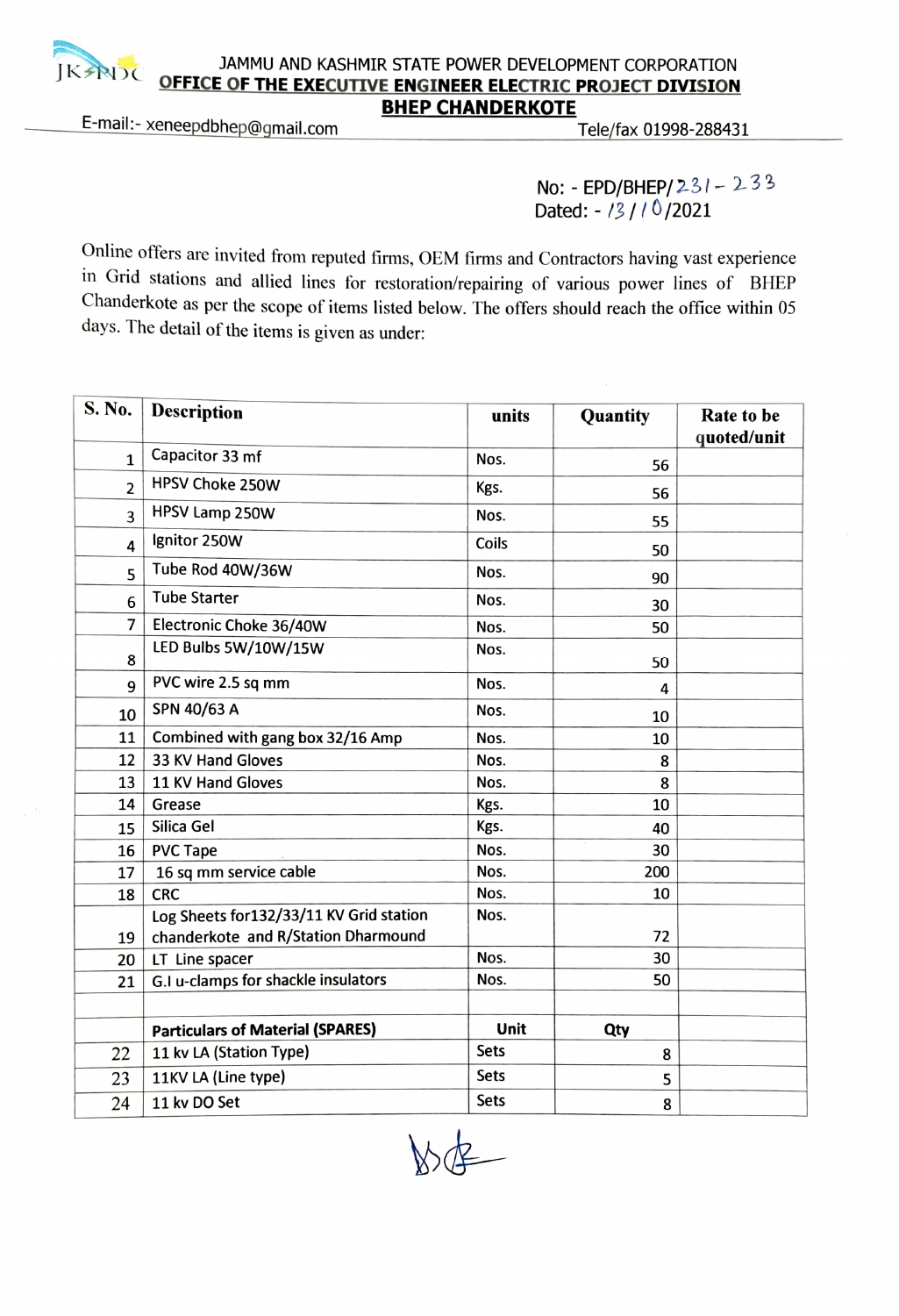JKSPDC

# JAMMU AND KASHMIR STATE POWER DEVELOPMENT CORPORATION

## OFFICE OF THE EXECUTIVE ENGINEER ELECTRIC PROJECT DIVISION

## BHEP CHANDERKOTE

E-mail:- xeneepdbhep@gmail.com Tele/fax 01998-288431

No: - EPD/BHEP/231 - 233
Dated: - 13/10/2021

Online offers are invited from reputed firms, OEM firms and Contractors having vast experience in Grid stations and allied lines for restoration/repairing of various power lines of BHEP Chanderkote as per the scope of items listed below. The offers should reach the office within 05 days. The detail of the items is given as under:

| S. No. | Description | units | Quantity | Rate to be quoted/unit |
|---|---|---|---|---|
| 1 | Capacitor 33 mf | Nos. | 56 | |
| 2 | HPSV Choke 250W | Kgs. | 56 | |
| 3 | HPSV Lamp 250W | Nos. | 55 | |
| 4 | Ignitor 250W | Coils | 50 | |
| 5 | Tube Rod 40W/36W | Nos. | 90 | |
| 6 | Tube Starter | Nos. | 30 | |
| 7 | Electronic Choke 36/40W | Nos. | 50 | |
| 8 | LED Bulbs 5W/10W/15W | Nos. | 50 | |
| 9 | PVC wire 2.5 sq mm | Nos. | 4 | |
| 10 | SPN 40/63 A | Nos. | 10 | |
| 11 | Combined with gang box 32/16 Amp | Nos. | 10 | |
| 12 | 33 KV Hand Gloves | Nos. | 8 | |
| 13 | 11 KV Hand Gloves | Nos. | 8 | |
| 14 | Grease | Kgs. | 10 | |
| 15 | Silica Gel | Kgs. | 40 | |
| 16 | PVC Tape | Nos. | 30 | |
| 17 | 16 sq mm service cable | Nos. | 200 | |
| 18 | CRC | Nos. | 10 | |
| 19 | Log Sheets for132/33/11 KV Grid station chanderkote and R/Station Dharmound | Nos. | 72 | |
| 20 | LT Line spacer | Nos. | 30 | |
| 21 | G.I u-clamps for shackle insulators | Nos. | 50 | |
| | | | | |
| | **Particulars of Material (SPARES)** | **Unit** | **Qty** | |
| 22 | 11 kv LA (Station Type) | Sets | 8 | |
| 23 | 11KV LA (Line type) | Sets | 5 | |
| 24 | 11 kv DO Set | Sets | 8 | |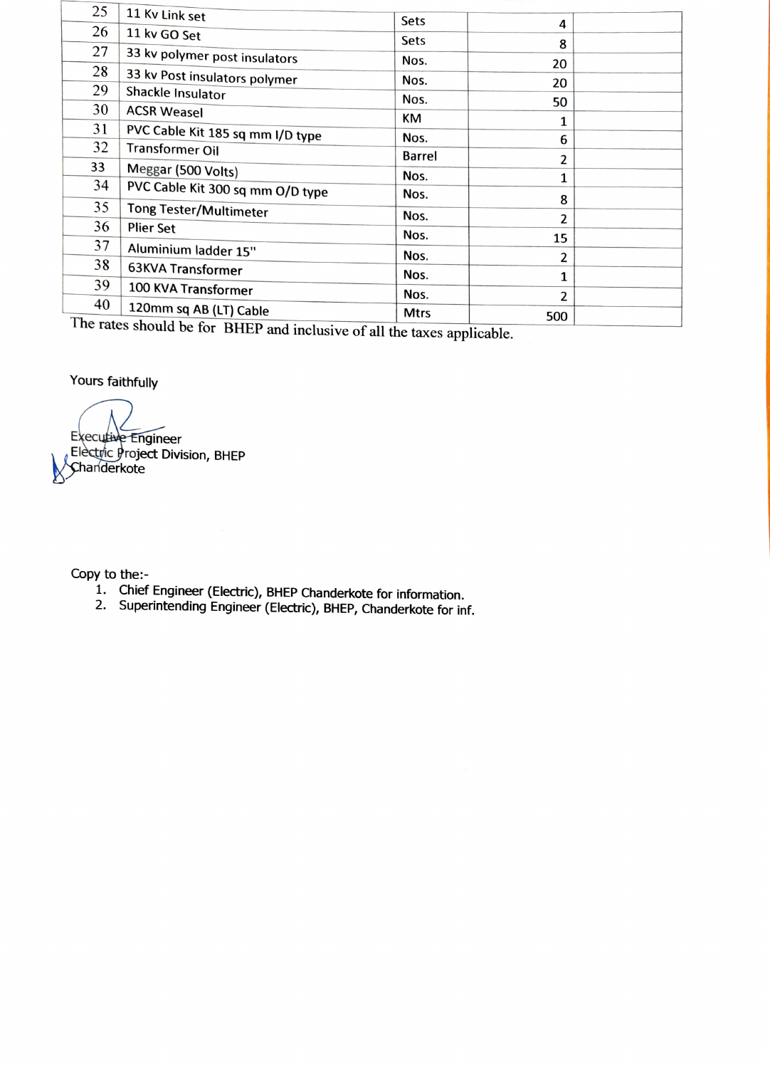| | | | | |
|---|---|---|---|---|
| 25 | 11 Kv Link set | Sets | 4 | |
| 26 | 11 kv GO Set | Sets | 8 | |
| 27 | 33 kv polymer post insulators | Nos. | 20 | |
| 28 | 33 kv Post insulators polymer | Nos. | 20 | |
| 29 | Shackle Insulator | Nos. | 50 | |
| 30 | ACSR Weasel | KM | 1 | |
| 31 | PVC Cable Kit 185 sq mm I/D type | Nos. | 6 | |
| 32 | Transformer Oil | Barrel | 2 | |
| 33 | Meggar (500 Volts) | Nos. | 1 | |
| 34 | PVC Cable Kit 300 sq mm O/D type | Nos. | 8 | |
| 35 | Tong Tester/Multimeter | Nos. | 2 | |
| 36 | Plier Set | Nos. | 15 | |
| 37 | Aluminium ladder 15" | Nos. | 2 | |
| 38 | 63KVA Transformer | Nos. | 1 | |
| 39 | 100 KVA Transformer | Nos. | 2 | |
| 40 | 120mm sq AB (LT) Cable | Mtrs | 500 | |

The rates should be for BHEP and inclusive of all the taxes applicable.

Yours faithfully

Executive Engineer
Electric Project Division, BHEP
Chanderkote

Copy to the:-

1. Chief Engineer (Electric), BHEP Chanderkote for information.
2. Superintending Engineer (Electric), BHEP, Chanderkote for inf.